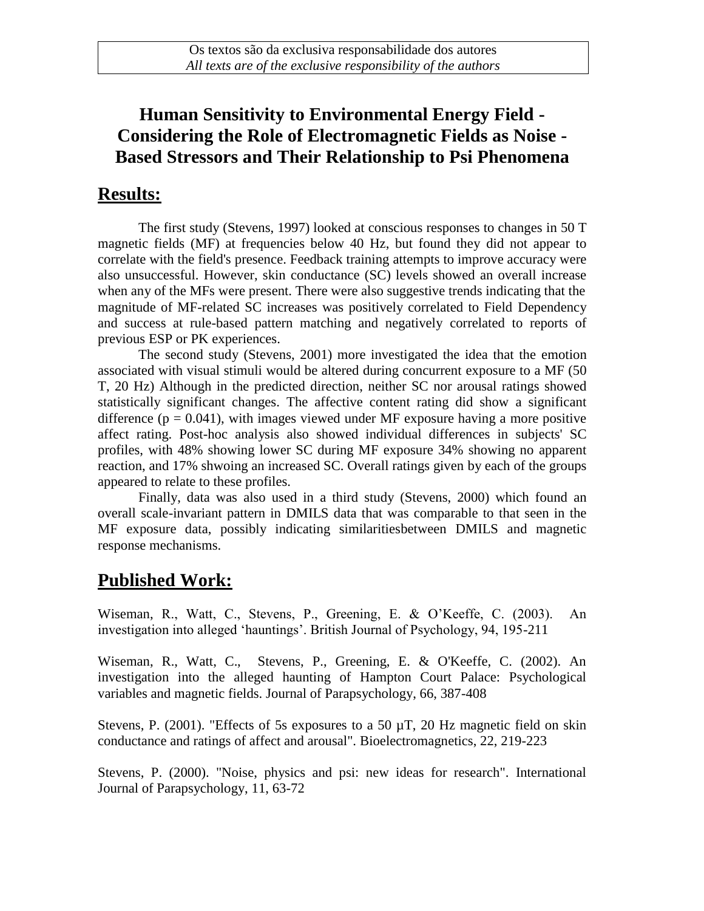Os textos são da exclusiva responsabilidade dos autores
*All texts are of the exclusive responsibility of the authors*

# Human Sensitivity to Environmental Energy Field - Considering the Role of Electromagnetic Fields as Noise - Based Stressors and Their Relationship to Psi Phenomena

## Results:

The first study (Stevens, 1997) looked at conscious responses to changes in 50 T magnetic fields (MF) at frequencies below 40 Hz, but found they did not appear to correlate with the field's presence. Feedback training attempts to improve accuracy were also unsuccessful. However, skin conductance (SC) levels showed an overall increase when any of the MFs were present. There were also suggestive trends indicating that the magnitude of MF-related SC increases was positively correlated to Field Dependency and success at rule-based pattern matching and negatively correlated to reports of previous ESP or PK experiences.

The second study (Stevens, 2001) more investigated the idea that the emotion associated with visual stimuli would be altered during concurrent exposure to a MF (50 T, 20 Hz) Although in the predicted direction, neither SC nor arousal ratings showed statistically significant changes. The affective content rating did show a significant difference ($p = 0.041$), with images viewed under MF exposure having a more positive affect rating. Post-hoc analysis also showed individual differences in subjects' SC profiles, with 48% showing lower SC during MF exposure 34% showing no apparent reaction, and 17% shwoing an increased SC. Overall ratings given by each of the groups appeared to relate to these profiles.

Finally, data was also used in a third study (Stevens, 2000) which found an overall scale-invariant pattern in DMILS data that was comparable to that seen in the MF exposure data, possibly indicating similaritiesbetween DMILS and magnetic response mechanisms.

## Published Work:

Wiseman, R., Watt, C., Stevens, P., Greening, E. & O'Keeffe, C. (2003). An investigation into alleged 'hauntings'. British Journal of Psychology, 94, 195-211

Wiseman, R., Watt, C., Stevens, P., Greening, E. & O'Keeffe, C. (2002). An investigation into the alleged haunting of Hampton Court Palace: Psychological variables and magnetic fields. Journal of Parapsychology, 66, 387-408

Stevens, P. (2001). "Effects of 5s exposures to a 50 µT, 20 Hz magnetic field on skin conductance and ratings of affect and arousal". Bioelectromagnetics, 22, 219-223

Stevens, P. (2000). "Noise, physics and psi: new ideas for research". International Journal of Parapsychology, 11, 63-72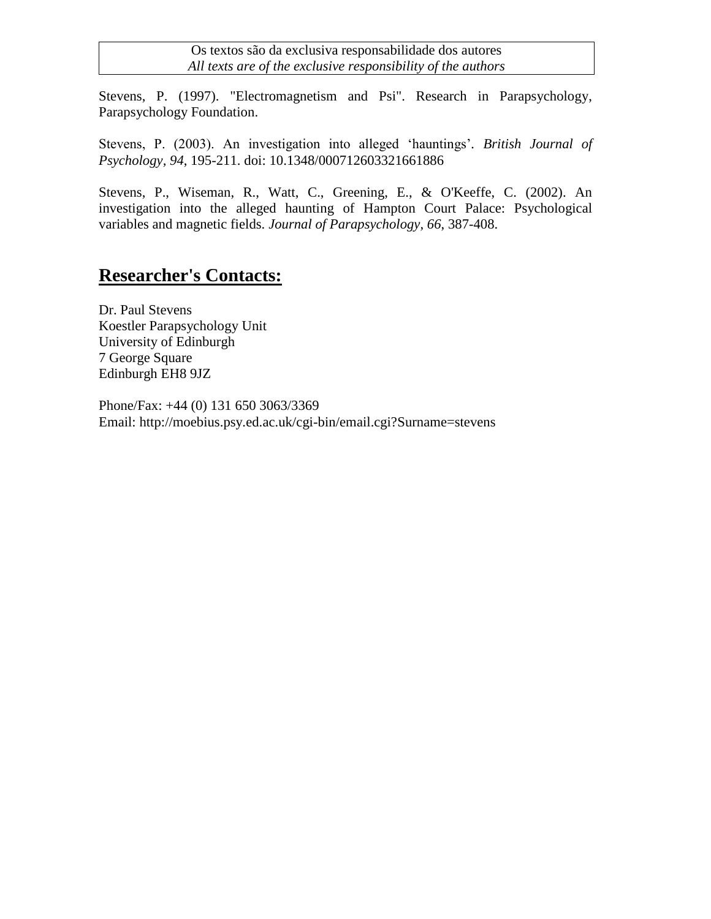Stevens, P. (1997). "Electromagnetism and Psi". Research in Parapsychology, Parapsychology Foundation.

Stevens, P. (2003). An investigation into alleged 'hauntings'. *British Journal of Psychology*, *94*, 195-211. doi: 10.1348/000712603321661886

Stevens, P., Wiseman, R., Watt, C., Greening, E., & O'Keeffe, C. (2002). An investigation into the alleged haunting of Hampton Court Palace: Psychological variables and magnetic fields. *Journal of Parapsychology*, *66*, 387-408.

## Researcher's Contacts:

Dr. Paul Stevens
Koestler Parapsychology Unit
University of Edinburgh
7 George Square
Edinburgh EH8 9JZ

Phone/Fax: +44 (0) 131 650 3063/3369
Email: http://moebius.psy.ed.ac.uk/cgi-bin/email.cgi?Surname=stevens